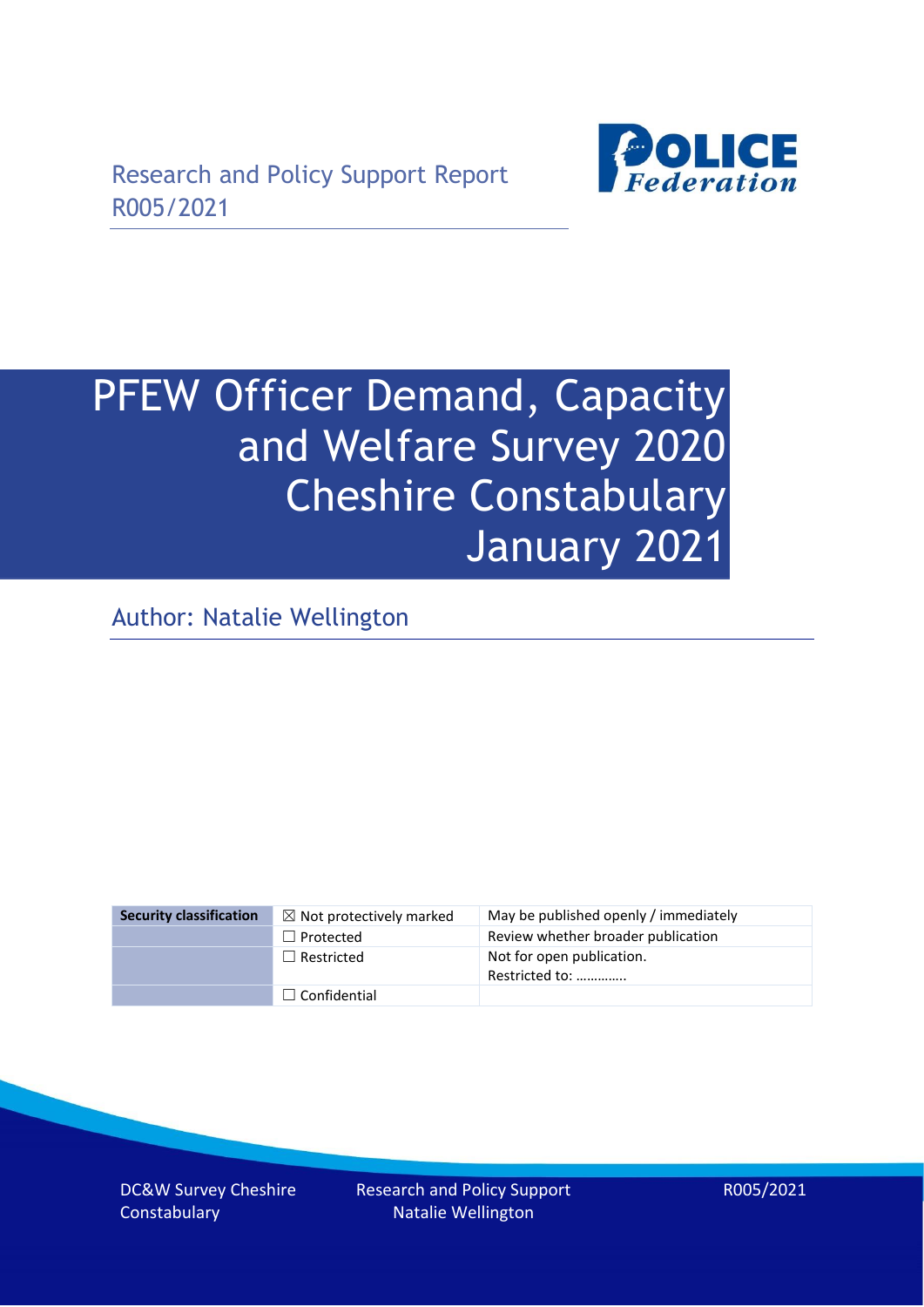Research and Policy Support Report
R005/2021

# PFEW Officer Demand, Capacity and Welfare Survey 2020 Cheshire Constabulary January 2021

Author: Natalie Wellington

| Security classification | ☒ Not protectively marked | May be published openly / immediately |
|---|---|---|
| | ☐ Protected | Review whether broader publication |
| | ☐ Restricted | Not for open publication. Restricted to: …………. |
| | ☐ Confidential | |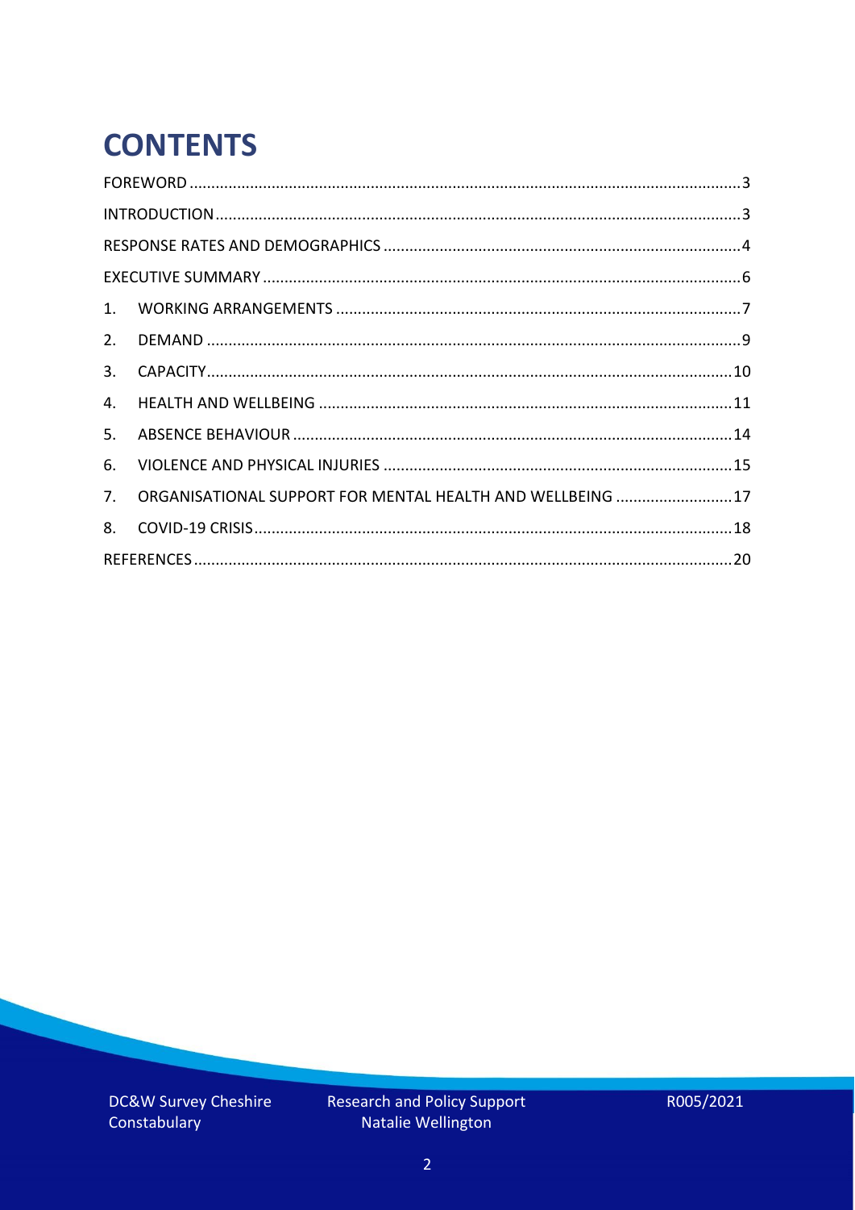# CONTENTS

FOREWORD .......... 3

INTRODUCTION .......... 3

RESPONSE RATES AND DEMOGRAPHICS .......... 4

EXECUTIVE SUMMARY .......... 6

1. WORKING ARRANGEMENTS .......... 7
2. DEMAND .......... 9
3. CAPACITY .......... 10
4. HEALTH AND WELLBEING .......... 11
5. ABSENCE BEHAVIOUR .......... 14
6. VIOLENCE AND PHYSICAL INJURIES .......... 15
7. ORGANISATIONAL SUPPORT FOR MENTAL HEALTH AND WELLBEING .......... 17
8. COVID-19 CRISIS .......... 18

REFERENCES .......... 20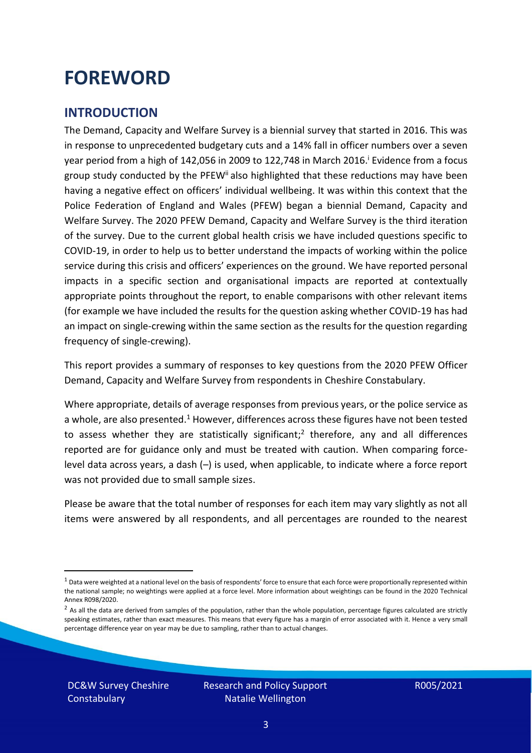# FOREWORD

## INTRODUCTION

The Demand, Capacity and Welfare Survey is a biennial survey that started in 2016. This was in response to unprecedented budgetary cuts and a 14% fall in officer numbers over a seven year period from a high of 142,056 in 2009 to 122,748 in March 2016.[i] Evidence from a focus group study conducted by the PFEW[ii] also highlighted that these reductions may have been having a negative effect on officers' individual wellbeing. It was within this context that the Police Federation of England and Wales (PFEW) began a biennial Demand, Capacity and Welfare Survey. The 2020 PFEW Demand, Capacity and Welfare Survey is the third iteration of the survey. Due to the current global health crisis we have included questions specific to COVID-19, in order to help us to better understand the impacts of working within the police service during this crisis and officers' experiences on the ground. We have reported personal impacts in a specific section and organisational impacts are reported at contextually appropriate points throughout the report, to enable comparisons with other relevant items (for example we have included the results for the question asking whether COVID-19 has had an impact on single-crewing within the same section as the results for the question regarding frequency of single-crewing).

This report provides a summary of responses to key questions from the 2020 PFEW Officer Demand, Capacity and Welfare Survey from respondents in Cheshire Constabulary.

Where appropriate, details of average responses from previous years, or the police service as a whole, are also presented.[1] However, differences across these figures have not been tested to assess whether they are statistically significant;[2] therefore, any and all differences reported are for guidance only and must be treated with caution. When comparing force-level data across years, a dash (–) is used, when applicable, to indicate where a force report was not provided due to small sample sizes.

Please be aware that the total number of responses for each item may vary slightly as not all items were answered by all respondents, and all percentages are rounded to the nearest

[1] Data were weighted at a national level on the basis of respondents' force to ensure that each force were proportionally represented within the national sample; no weightings were applied at a force level. More information about weightings can be found in the 2020 Technical Annex R098/2020.

[2] As all the data are derived from samples of the population, rather than the whole population, percentage figures calculated are strictly speaking estimates, rather than exact measures. This means that every figure has a margin of error associated with it. Hence a very small percentage difference year on year may be due to sampling, rather than to actual changes.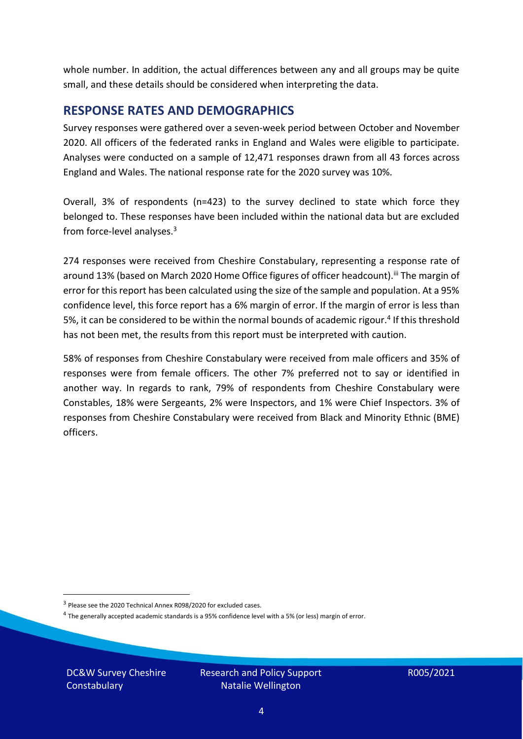whole number. In addition, the actual differences between any and all groups may be quite small, and these details should be considered when interpreting the data.

## RESPONSE RATES AND DEMOGRAPHICS

Survey responses were gathered over a seven-week period between October and November 2020. All officers of the federated ranks in England and Wales were eligible to participate. Analyses were conducted on a sample of 12,471 responses drawn from all 43 forces across England and Wales. The national response rate for the 2020 survey was 10%.

Overall, 3% of respondents (n=423) to the survey declined to state which force they belonged to. These responses have been included within the national data but are excluded from force-level analyses.[3]

274 responses were received from Cheshire Constabulary, representing a response rate of around 13% (based on March 2020 Home Office figures of officer headcount).[iii] The margin of error for this report has been calculated using the size of the sample and population. At a 95% confidence level, this force report has a 6% margin of error. If the margin of error is less than 5%, it can be considered to be within the normal bounds of academic rigour.[4] If this threshold has not been met, the results from this report must be interpreted with caution.

58% of responses from Cheshire Constabulary were received from male officers and 35% of responses were from female officers. The other 7% preferred not to say or identified in another way. In regards to rank, 79% of respondents from Cheshire Constabulary were Constables, 18% were Sergeants, 2% were Inspectors, and 1% were Chief Inspectors. 3% of responses from Cheshire Constabulary were received from Black and Minority Ethnic (BME) officers.

[3] Please see the 2020 Technical Annex R098/2020 for excluded cases.

[4] The generally accepted academic standards is a 95% confidence level with a 5% (or less) margin of error.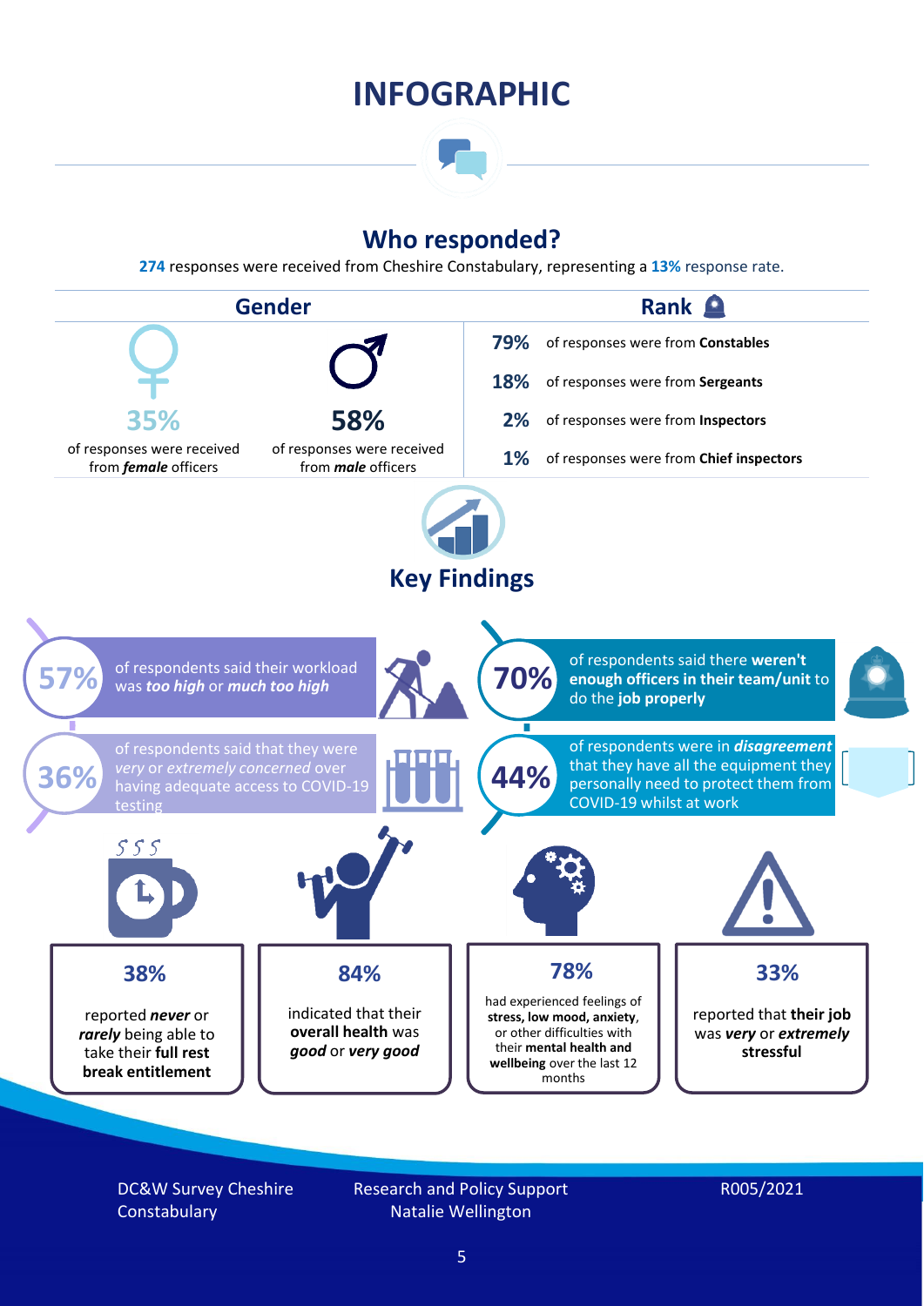# INFOGRAPHIC

## Who responded?

**274** responses were received from Cheshire Constabulary, representing a **13%** response rate.

### Gender

**35%** of responses were received from ***female*** officers

**58%** of responses were received from ***male*** officers

### Rank

**79%** of responses were from **Constables**

**18%** of responses were from **Sergeants**

**2%** of responses were from **Inspectors**

**1%** of responses were from **Chief inspectors**

## Key Findings

**57%** of respondents said their workload was ***too high*** or ***much too high***

**70%** of respondents said there **weren't enough officers in their team/unit** to do the **job properly**

**36%** of respondents said that they were *very* or *extremely concerned* over having adequate access to COVID-19 testing

**44%** of respondents were in ***disagreement*** that they have all the equipment they personally need to protect them from COVID-19 whilst at work

**38%** reported ***never*** or ***rarely*** being able to take their **full rest break entitlement**

**84%** indicated that their **overall health** was ***good*** or ***very good***

**78%** had experienced feelings of **stress, low mood, anxiety**, or other difficulties with their **mental health and wellbeing** over the last 12 months

**33%** reported that **their job** was ***very*** or ***extremely*** **stressful**

DC&W Survey Cheshire Constabulary

Research and Policy Support
Natalie Wellington

R005/2021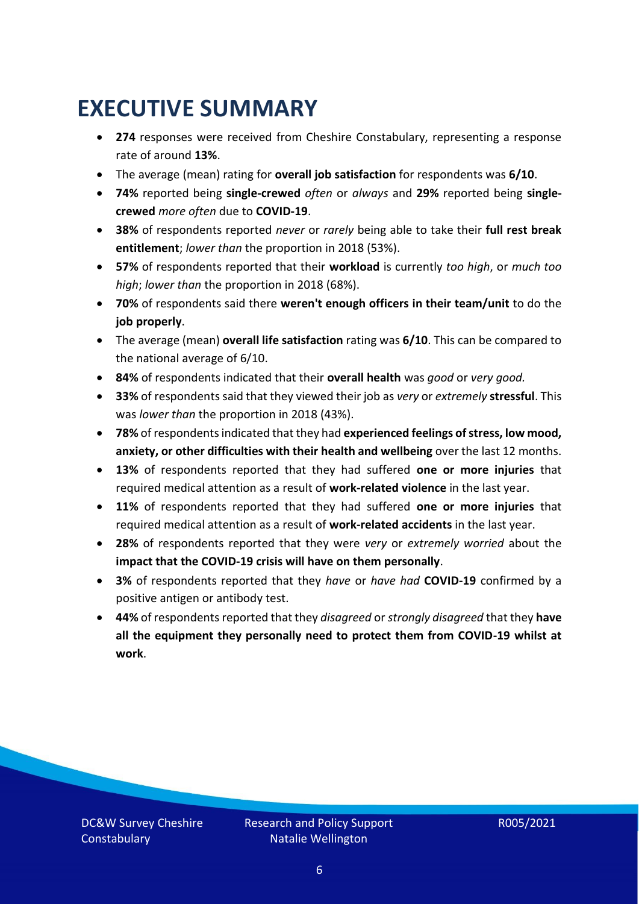# EXECUTIVE SUMMARY

- **274** responses were received from Cheshire Constabulary, representing a response rate of around **13%**.
- The average (mean) rating for **overall job satisfaction** for respondents was **6/10**.
- **74%** reported being **single-crewed** *often* or *always* and **29%** reported being **single-crewed** *more often* due to **COVID-19**.
- **38%** of respondents reported *never* or *rarely* being able to take their **full rest break entitlement**; *lower than* the proportion in 2018 (53%).
- **57%** of respondents reported that their **workload** is currently *too high*, or *much too high*; *lower than* the proportion in 2018 (68%).
- **70%** of respondents said there **weren't enough officers in their team/unit** to do the **job properly**.
- The average (mean) **overall life satisfaction** rating was **6/10**. This can be compared to the national average of 6/10.
- **84%** of respondents indicated that their **overall health** was *good* or *very good.*
- **33%** of respondents said that they viewed their job as *very* or *extremely* **stressful**. This was *lower than* the proportion in 2018 (43%).
- **78%** of respondents indicated that they had **experienced feelings of stress, low mood, anxiety, or other difficulties with their health and wellbeing** over the last 12 months.
- **13%** of respondents reported that they had suffered **one or more injuries** that required medical attention as a result of **work-related violence** in the last year.
- **11%** of respondents reported that they had suffered **one or more injuries** that required medical attention as a result of **work-related accidents** in the last year.
- **28%** of respondents reported that they were *very* or *extremely worried* about the **impact that the COVID-19 crisis will have on them personally**.
- **3%** of respondents reported that they *have* or *have had* **COVID-19** confirmed by a positive antigen or antibody test.
- **44%** of respondents reported that they *disagreed* or *strongly disagreed* that they **have all the equipment they personally need to protect them from COVID-19 whilst at work**.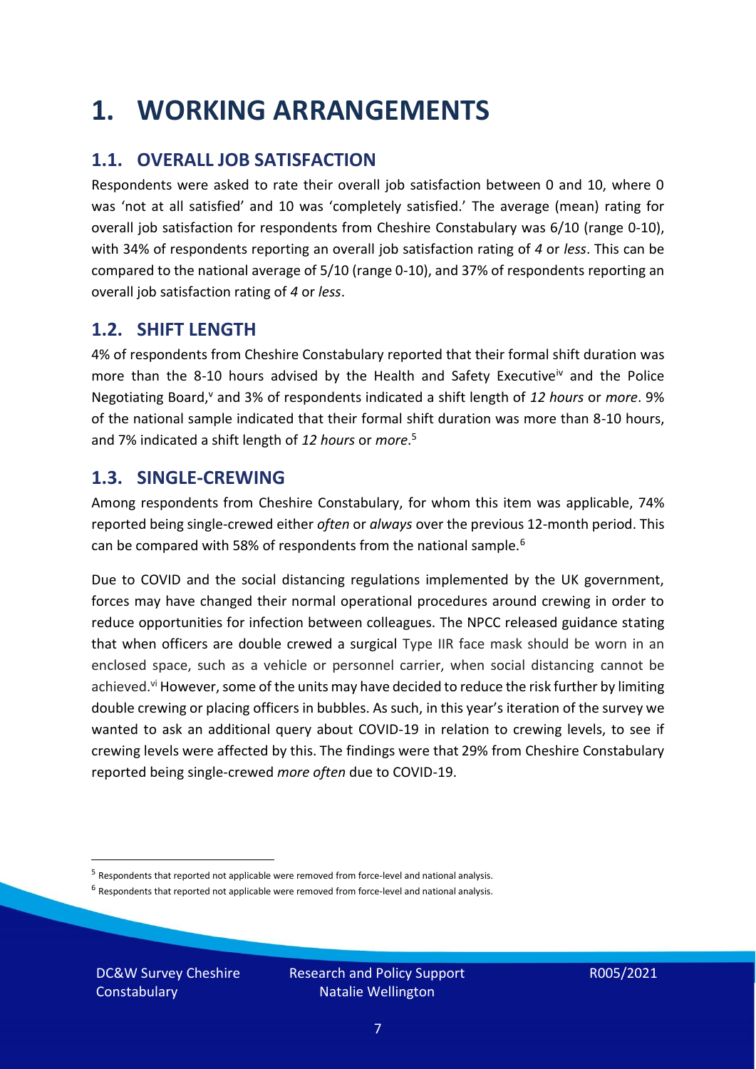# 1. WORKING ARRANGEMENTS

## 1.1. OVERALL JOB SATISFACTION

Respondents were asked to rate their overall job satisfaction between 0 and 10, where 0 was 'not at all satisfied' and 10 was 'completely satisfied.' The average (mean) rating for overall job satisfaction for respondents from Cheshire Constabulary was 6/10 (range 0-10), with 34% of respondents reporting an overall job satisfaction rating of *4* or *less*. This can be compared to the national average of 5/10 (range 0-10), and 37% of respondents reporting an overall job satisfaction rating of *4* or *less*.

## 1.2. SHIFT LENGTH

4% of respondents from Cheshire Constabulary reported that their formal shift duration was more than the 8-10 hours advised by the Health and Safety Executive[iv] and the Police Negotiating Board,[v] and 3% of respondents indicated a shift length of *12 hours* or *more*. 9% of the national sample indicated that their formal shift duration was more than 8-10 hours, and 7% indicated a shift length of *12 hours* or *more*.[5]

## 1.3. SINGLE-CREWING

Among respondents from Cheshire Constabulary, for whom this item was applicable, 74% reported being single-crewed either *often* or *always* over the previous 12-month period. This can be compared with 58% of respondents from the national sample.[6]

Due to COVID and the social distancing regulations implemented by the UK government, forces may have changed their normal operational procedures around crewing in order to reduce opportunities for infection between colleagues. The NPCC released guidance stating that when officers are double crewed a surgical Type IIR face mask should be worn in an enclosed space, such as a vehicle or personnel carrier, when social distancing cannot be achieved.[vi] However, some of the units may have decided to reduce the risk further by limiting double crewing or placing officers in bubbles. As such, in this year's iteration of the survey we wanted to ask an additional query about COVID-19 in relation to crewing levels, to see if crewing levels were affected by this. The findings were that 29% from Cheshire Constabulary reported being single-crewed *more often* due to COVID-19.

[5] Respondents that reported not applicable were removed from force-level and national analysis.

[6] Respondents that reported not applicable were removed from force-level and national analysis.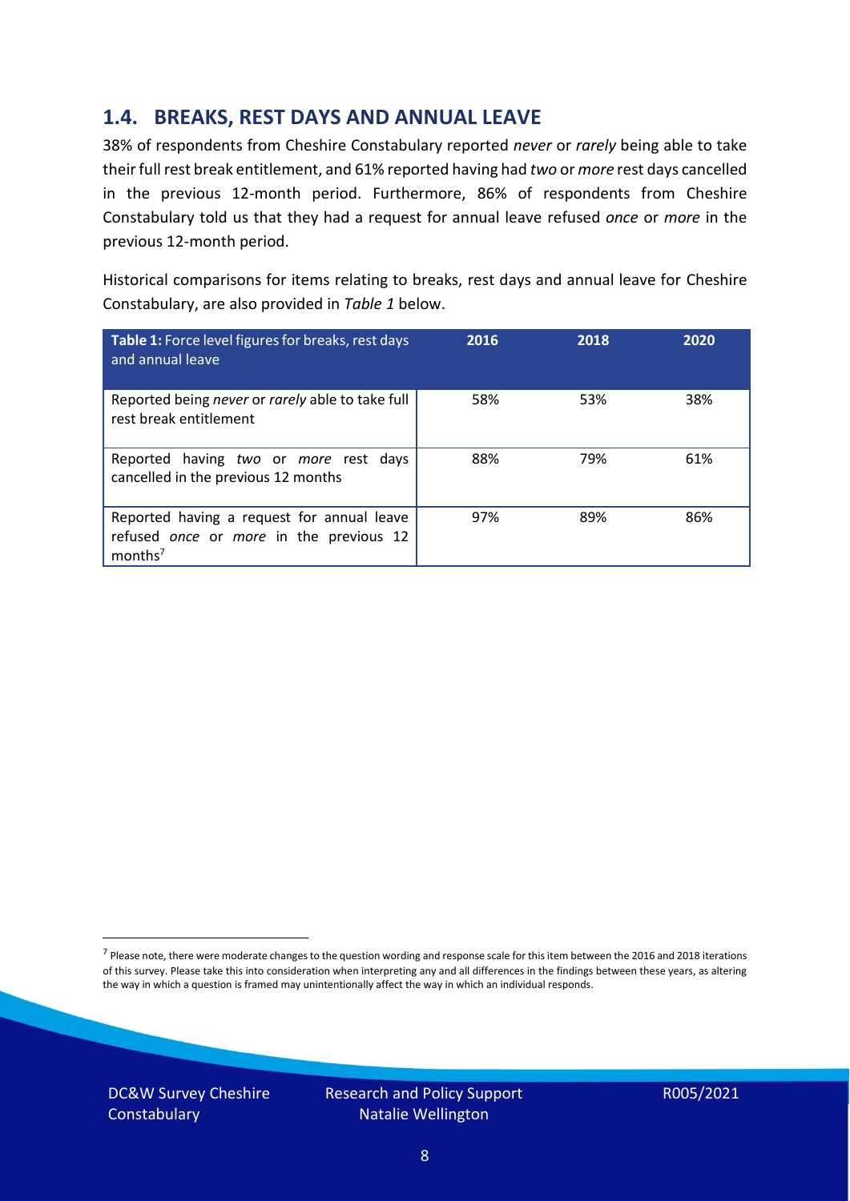## 1.4. BREAKS, REST DAYS AND ANNUAL LEAVE

38% of respondents from Cheshire Constabulary reported *never* or *rarely* being able to take their full rest break entitlement, and 61% reported having had *two* or *more* rest days cancelled in the previous 12-month period. Furthermore, 86% of respondents from Cheshire Constabulary told us that they had a request for annual leave refused *once* or *more* in the previous 12-month period.

Historical comparisons for items relating to breaks, rest days and annual leave for Cheshire Constabulary, are also provided in *Table 1* below.

| **Table 1:** Force level figures for breaks, rest days and annual leave | 2016 | 2018 | 2020 |
|---|---|---|---|
| Reported being *never* or *rarely* able to take full rest break entitlement | 58% | 53% | 38% |
| Reported having *two* or *more* rest days cancelled in the previous 12 months | 88% | 79% | 61% |
| Reported having a request for annual leave refused *once* or *more* in the previous 12 months[7] | 97% | 89% | 86% |

[7] Please note, there were moderate changes to the question wording and response scale for this item between the 2016 and 2018 iterations of this survey. Please take this into consideration when interpreting any and all differences in the findings between these years, as altering the way in which a question is framed may unintentionally affect the way in which an individual responds.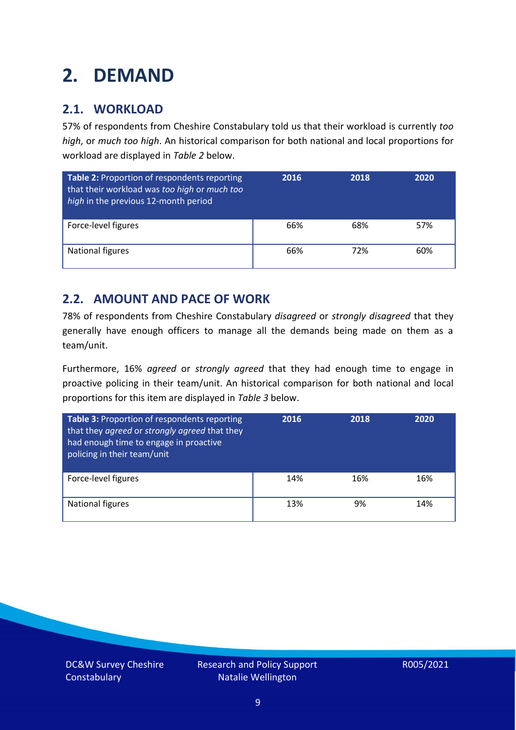# 2. DEMAND

## 2.1. WORKLOAD

57% of respondents from Cheshire Constabulary told us that their workload is currently *too high*, or *much too high*. An historical comparison for both national and local proportions for workload are displayed in *Table 2* below.

| **Table 2:** Proportion of respondents reporting that their workload was *too high* or *much too high* in the previous 12-month period | 2016 | 2018 | 2020 |
|---|---|---|---|
| Force-level figures | 66% | 68% | 57% |
| National figures | 66% | 72% | 60% |

## 2.2. AMOUNT AND PACE OF WORK

78% of respondents from Cheshire Constabulary *disagreed* or *strongly disagreed* that they generally have enough officers to manage all the demands being made on them as a team/unit.

Furthermore, 16% *agreed* or *strongly agreed* that they had enough time to engage in proactive policing in their team/unit. An historical comparison for both national and local proportions for this item are displayed in *Table 3* below.

| **Table 3:** Proportion of respondents reporting that they *agreed* or *strongly agreed* that they had enough time to engage in proactive policing in their team/unit | 2016 | 2018 | 2020 |
|---|---|---|---|
| Force-level figures | 14% | 16% | 16% |
| National figures | 13% | 9% | 14% |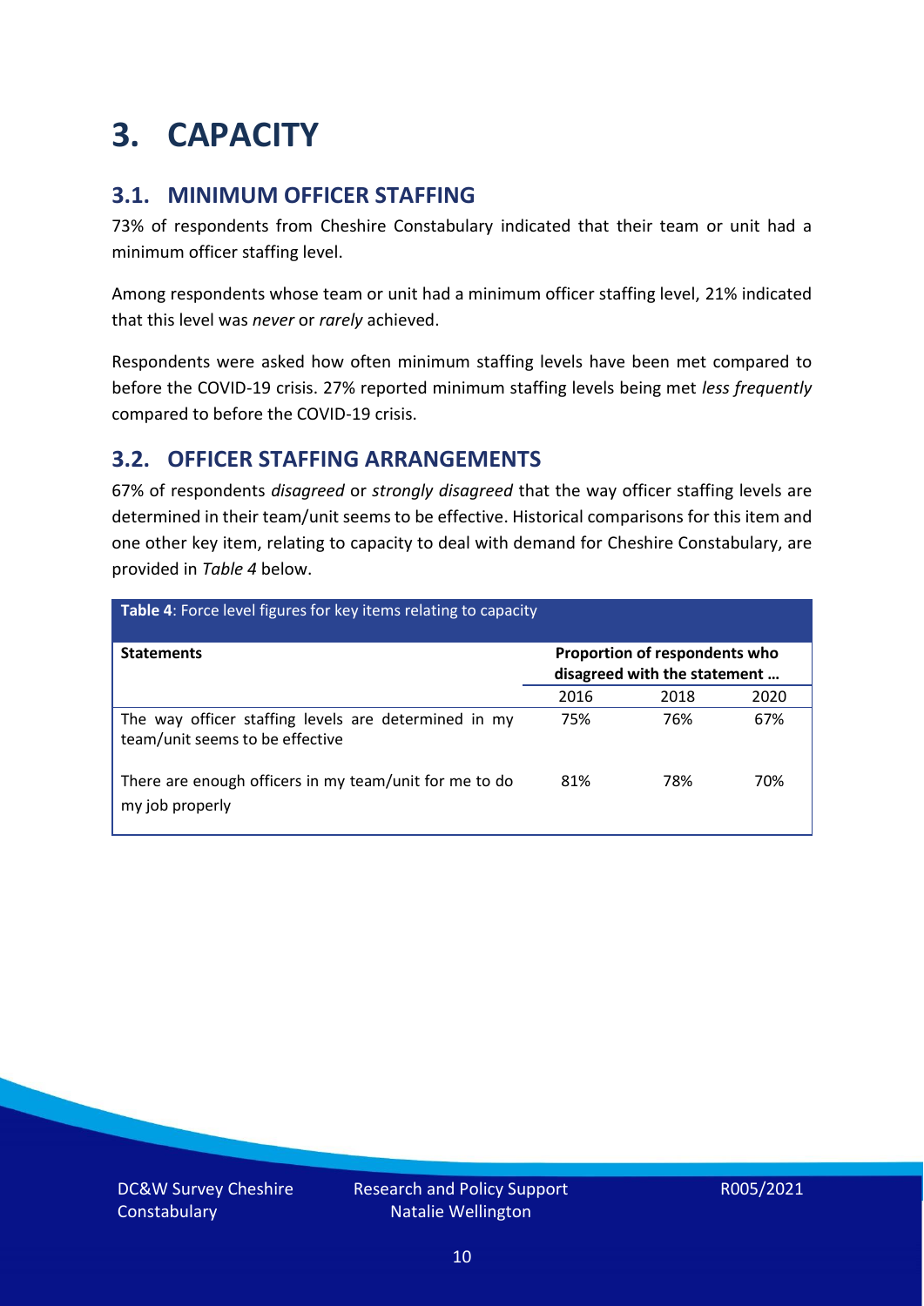# 3. CAPACITY

## 3.1. MINIMUM OFFICER STAFFING

73% of respondents from Cheshire Constabulary indicated that their team or unit had a minimum officer staffing level.

Among respondents whose team or unit had a minimum officer staffing level, 21% indicated that this level was *never* or *rarely* achieved.

Respondents were asked how often minimum staffing levels have been met compared to before the COVID-19 crisis. 27% reported minimum staffing levels being met *less frequently* compared to before the COVID-19 crisis.

## 3.2. OFFICER STAFFING ARRANGEMENTS

67% of respondents *disagreed* or *strongly disagreed* that the way officer staffing levels are determined in their team/unit seems to be effective. Historical comparisons for this item and one other key item, relating to capacity to deal with demand for Cheshire Constabulary, are provided in *Table 4* below.

**Table 4**: Force level figures for key items relating to capacity

| **Statements** | **Proportion of respondents who disagreed with the statement …** | | |
|---|---|---|---|
| | 2016 | 2018 | 2020 |
| The way officer staffing levels are determined in my team/unit seems to be effective | 75% | 76% | 67% |
| There are enough officers in my team/unit for me to do my job properly | 81% | 78% | 70% |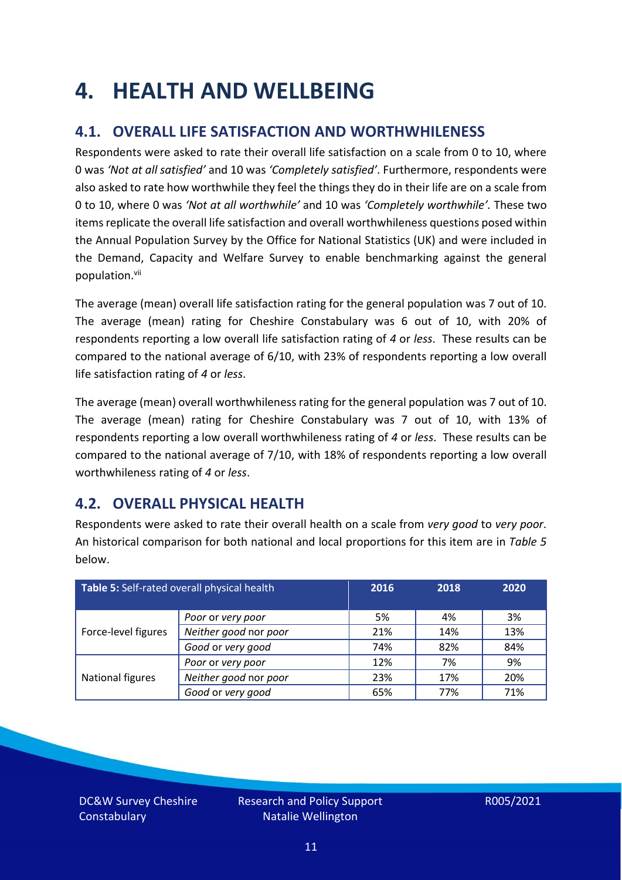# 4. HEALTH AND WELLBEING

## 4.1. OVERALL LIFE SATISFACTION AND WORTHWHILENESS

Respondents were asked to rate their overall life satisfaction on a scale from 0 to 10, where 0 was *'Not at all satisfied'* and 10 was *'Completely satisfied'*. Furthermore, respondents were also asked to rate how worthwhile they feel the things they do in their life are on a scale from 0 to 10, where 0 was *'Not at all worthwhile'* and 10 was *'Completely worthwhile'.* These two items replicate the overall life satisfaction and overall worthwhileness questions posed within the Annual Population Survey by the Office for National Statistics (UK) and were included in the Demand, Capacity and Welfare Survey to enable benchmarking against the general population.[vii]

The average (mean) overall life satisfaction rating for the general population was 7 out of 10. The average (mean) rating for Cheshire Constabulary was 6 out of 10, with 20% of respondents reporting a low overall life satisfaction rating of *4* or *less*. These results can be compared to the national average of 6/10, with 23% of respondents reporting a low overall life satisfaction rating of *4* or *less*.

The average (mean) overall worthwhileness rating for the general population was 7 out of 10. The average (mean) rating for Cheshire Constabulary was 7 out of 10, with 13% of respondents reporting a low overall worthwhileness rating of *4* or *less*. These results can be compared to the national average of 7/10, with 18% of respondents reporting a low overall worthwhileness rating of *4* or *less*.

## 4.2. OVERALL PHYSICAL HEALTH

Respondents were asked to rate their overall health on a scale from *very good* to *very poor*. An historical comparison for both national and local proportions for this item are in *Table 5* below.

| **Table 5:** Self-rated overall physical health | | 2016 | 2018 | 2020 |
|---|---|---|---|---|
| Force-level figures | *Poor* or *very poor* | 5% | 4% | 3% |
| | *Neither good* nor *poor* | 21% | 14% | 13% |
| | *Good* or *very good* | 74% | 82% | 84% |
| National figures | *Poor* or *very poor* | 12% | 7% | 9% |
| | *Neither good* nor *poor* | 23% | 17% | 20% |
| | *Good* or *very good* | 65% | 77% | 71% |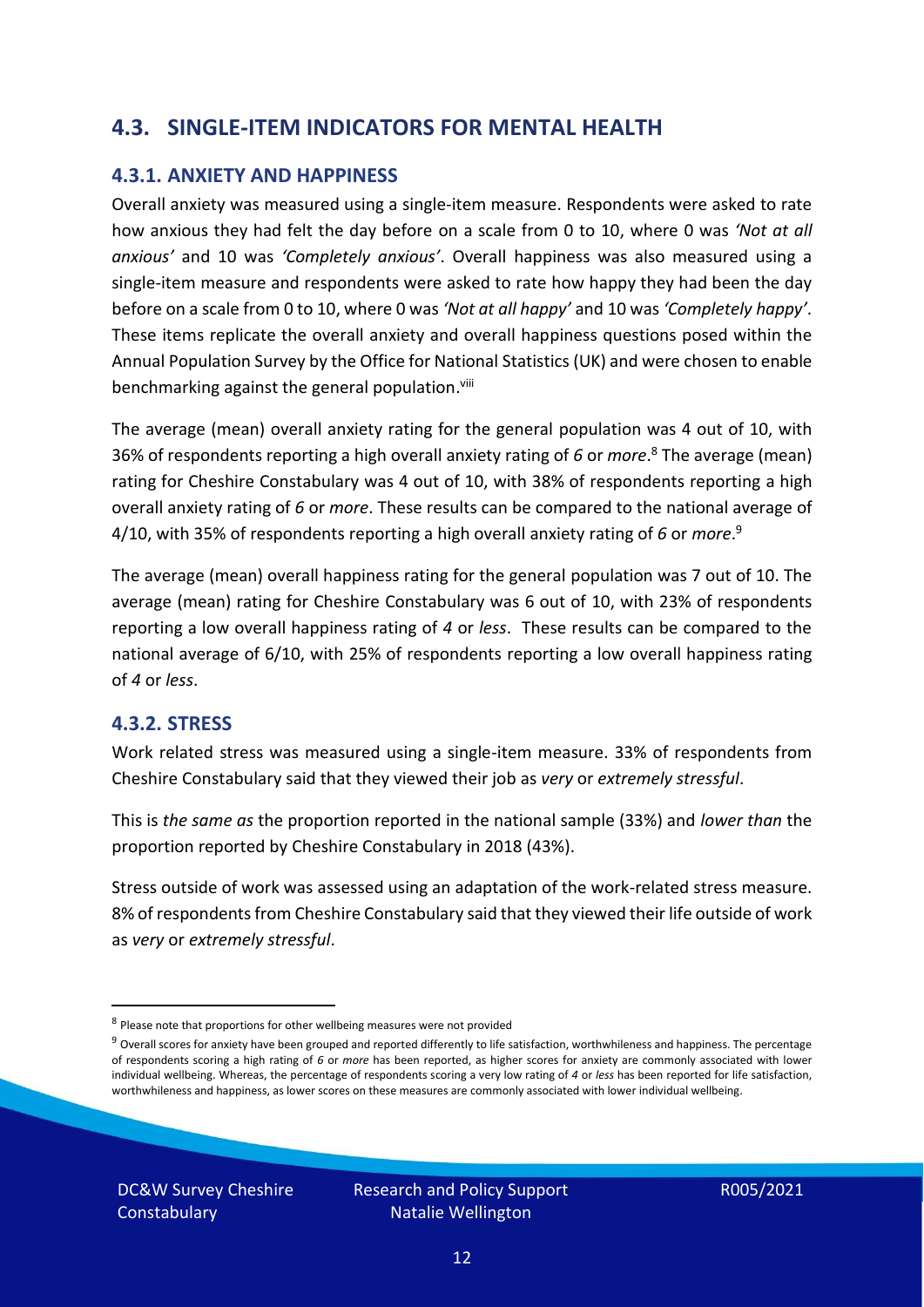## 4.3. SINGLE-ITEM INDICATORS FOR MENTAL HEALTH

### 4.3.1. ANXIETY AND HAPPINESS

Overall anxiety was measured using a single-item measure. Respondents were asked to rate how anxious they had felt the day before on a scale from 0 to 10, where 0 was *'Not at all anxious'* and 10 was *'Completely anxious'*. Overall happiness was also measured using a single-item measure and respondents were asked to rate how happy they had been the day before on a scale from 0 to 10, where 0 was *'Not at all happy'* and 10 was *'Completely happy'*. These items replicate the overall anxiety and overall happiness questions posed within the Annual Population Survey by the Office for National Statistics (UK) and were chosen to enable benchmarking against the general population.[viii]

The average (mean) overall anxiety rating for the general population was 4 out of 10, with 36% of respondents reporting a high overall anxiety rating of *6* or *more*.[8] The average (mean) rating for Cheshire Constabulary was 4 out of 10, with 38% of respondents reporting a high overall anxiety rating of *6* or *more*. These results can be compared to the national average of 4/10, with 35% of respondents reporting a high overall anxiety rating of *6* or *more*.[9]

The average (mean) overall happiness rating for the general population was 7 out of 10. The average (mean) rating for Cheshire Constabulary was 6 out of 10, with 23% of respondents reporting a low overall happiness rating of *4* or *less*. These results can be compared to the national average of 6/10, with 25% of respondents reporting a low overall happiness rating of *4* or *less*.

### 4.3.2. STRESS

Work related stress was measured using a single-item measure. 33% of respondents from Cheshire Constabulary said that they viewed their job as *very* or *extremely stressful*.

This is *the same as* the proportion reported in the national sample (33%) and *lower than* the proportion reported by Cheshire Constabulary in 2018 (43%).

Stress outside of work was assessed using an adaptation of the work-related stress measure. 8% of respondents from Cheshire Constabulary said that they viewed their life outside of work as *very* or *extremely stressful*.

---

[8] Please note that proportions for other wellbeing measures were not provided

[9] Overall scores for anxiety have been grouped and reported differently to life satisfaction, worthwhileness and happiness. The percentage of respondents scoring a high rating of *6* or *more* has been reported, as higher scores for anxiety are commonly associated with lower individual wellbeing. Whereas, the percentage of respondents scoring a very low rating of *4* or *less* has been reported for life satisfaction, worthwhileness and happiness, as lower scores on these measures are commonly associated with lower individual wellbeing.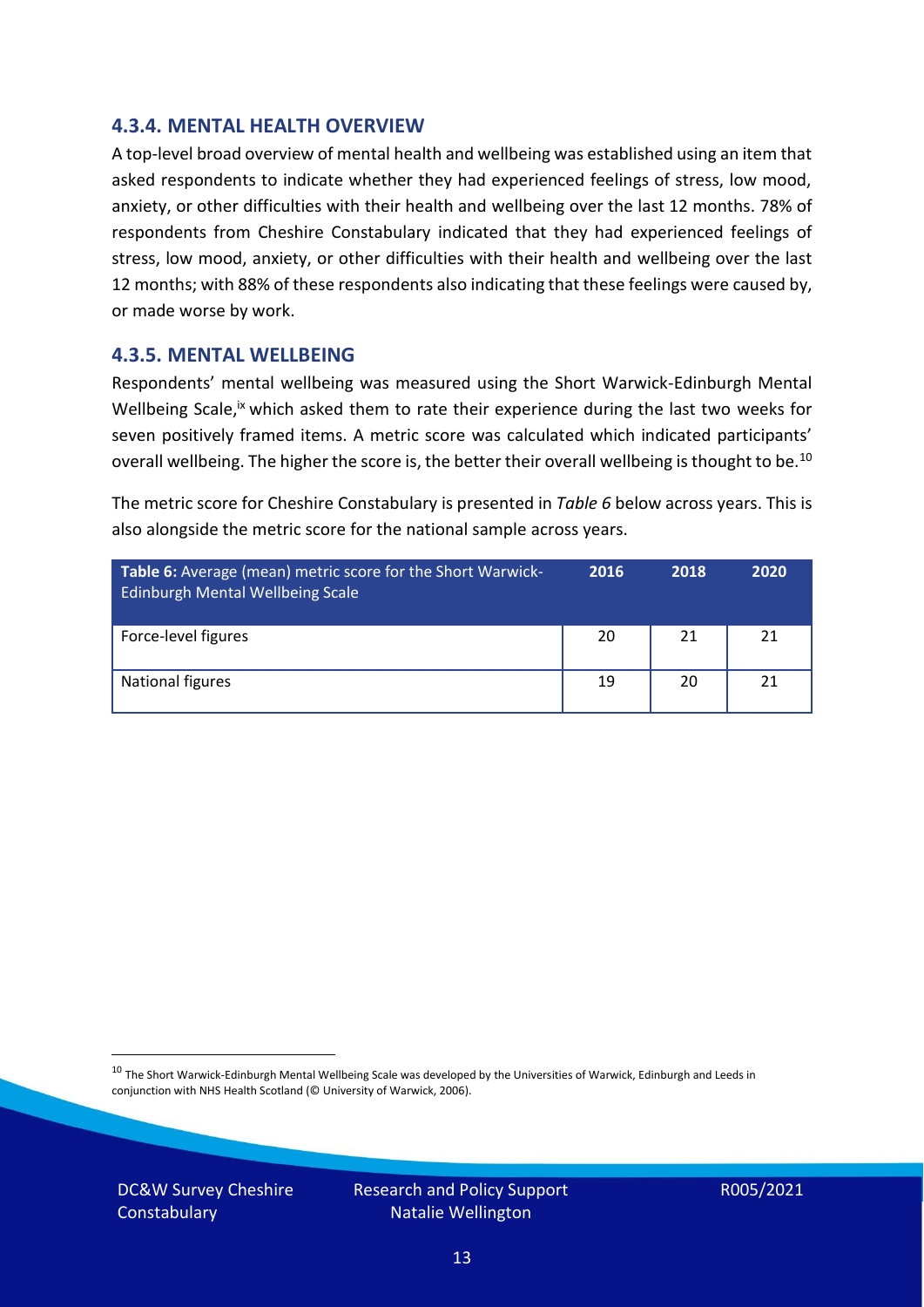### 4.3.4. MENTAL HEALTH OVERVIEW

A top-level broad overview of mental health and wellbeing was established using an item that asked respondents to indicate whether they had experienced feelings of stress, low mood, anxiety, or other difficulties with their health and wellbeing over the last 12 months. 78% of respondents from Cheshire Constabulary indicated that they had experienced feelings of stress, low mood, anxiety, or other difficulties with their health and wellbeing over the last 12 months; with 88% of these respondents also indicating that these feelings were caused by, or made worse by work.

### 4.3.5. MENTAL WELLBEING

Respondents' mental wellbeing was measured using the Short Warwick-Edinburgh Mental Wellbeing Scale,[ix] which asked them to rate their experience during the last two weeks for seven positively framed items. A metric score was calculated which indicated participants' overall wellbeing. The higher the score is, the better their overall wellbeing is thought to be.[10]

The metric score for Cheshire Constabulary is presented in *Table 6* below across years. This is also alongside the metric score for the national sample across years.

| **Table 6:** Average (mean) metric score for the Short Warwick-Edinburgh Mental Wellbeing Scale | 2016 | 2018 | 2020 |
|---|---|---|---|
| Force-level figures | 20 | 21 | 21 |
| National figures | 19 | 20 | 21 |

[10] The Short Warwick-Edinburgh Mental Wellbeing Scale was developed by the Universities of Warwick, Edinburgh and Leeds in conjunction with NHS Health Scotland (© University of Warwick, 2006).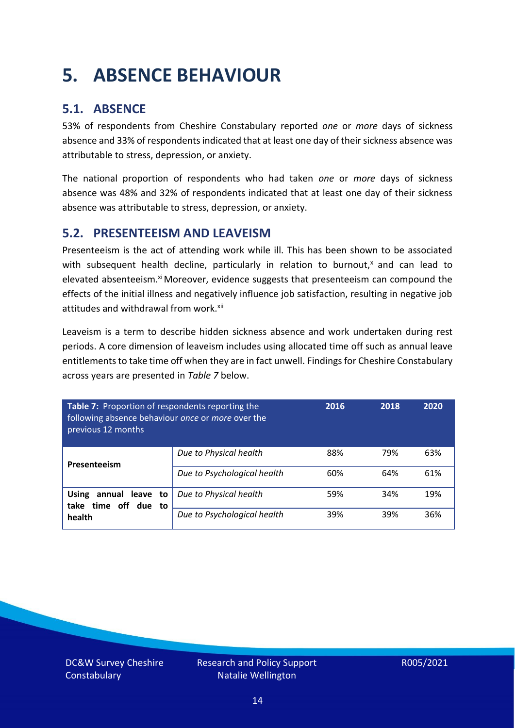# 5. ABSENCE BEHAVIOUR

## 5.1. ABSENCE

53% of respondents from Cheshire Constabulary reported *one* or *more* days of sickness absence and 33% of respondents indicated that at least one day of their sickness absence was attributable to stress, depression, or anxiety.

The national proportion of respondents who had taken *one* or *more* days of sickness absence was 48% and 32% of respondents indicated that at least one day of their sickness absence was attributable to stress, depression, or anxiety.

## 5.2. PRESENTEEISM AND LEAVEISM

Presenteeism is the act of attending work while ill. This has been shown to be associated with subsequent health decline, particularly in relation to burnout,[x] and can lead to elevated absenteeism.[xi] Moreover, evidence suggests that presenteeism can compound the effects of the initial illness and negatively influence job satisfaction, resulting in negative job attitudes and withdrawal from work.[xii]

Leaveism is a term to describe hidden sickness absence and work undertaken during rest periods. A core dimension of leaveism includes using allocated time off such as annual leave entitlements to take time off when they are in fact unwell. Findings for Cheshire Constabulary across years are presented in *Table 7* below.

| **Table 7:** Proportion of respondents reporting the following absence behaviour *once* or *more* over the previous 12 months | | 2016 | 2018 | 2020 |
|---|---|---|---|---|
| **Presenteeism** | *Due to Physical health* | 88% | 79% | 63% |
| | *Due to Psychological health* | 60% | 64% | 61% |
| **Using annual leave to take time off due to health** | *Due to Physical health* | 59% | 34% | 19% |
| | *Due to Psychological health* | 39% | 39% | 36% |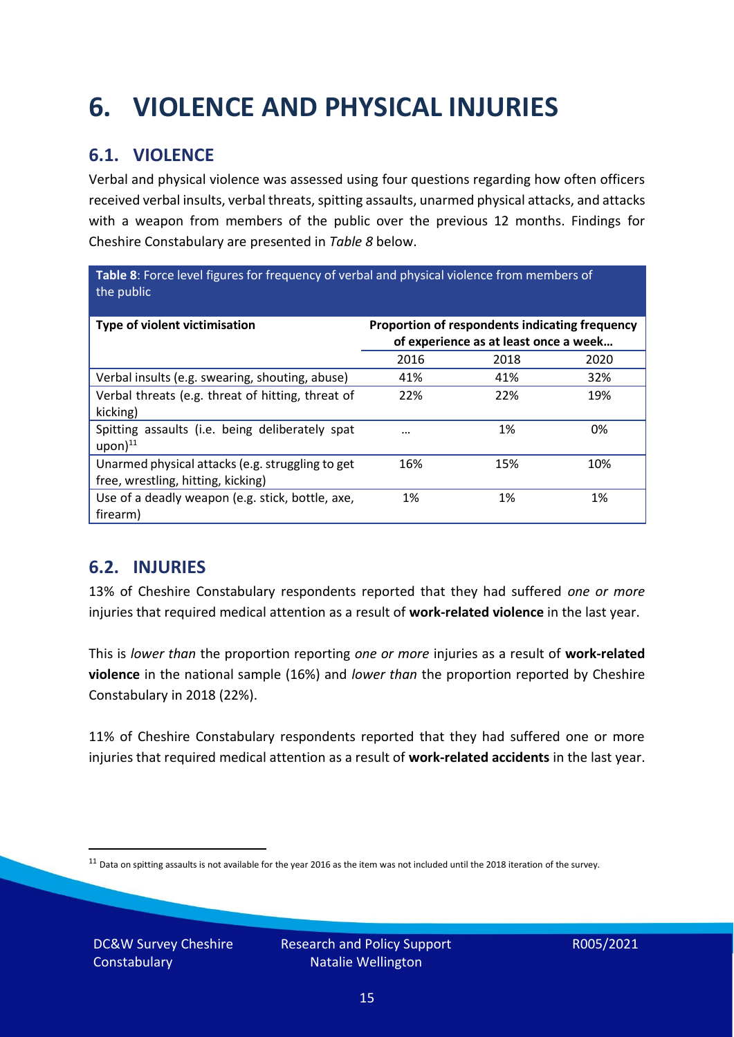# 6. VIOLENCE AND PHYSICAL INJURIES

## 6.1. VIOLENCE

Verbal and physical violence was assessed using four questions regarding how often officers received verbal insults, verbal threats, spitting assaults, unarmed physical attacks, and attacks with a weapon from members of the public over the previous 12 months. Findings for Cheshire Constabulary are presented in *Table 8* below.

**Table 8**: Force level figures for frequency of verbal and physical violence from members of the public

| Type of violent victimisation | Proportion of respondents indicating frequency of experience as at least once a week… | | |
|---|---|---|---|
| | 2016 | 2018 | 2020 |
| Verbal insults (e.g. swearing, shouting, abuse) | 41% | 41% | 32% |
| Verbal threats (e.g. threat of hitting, threat of kicking) | 22% | 22% | 19% |
| Spitting assaults (i.e. being deliberately spat upon)[11] | … | 1% | 0% |
| Unarmed physical attacks (e.g. struggling to get free, wrestling, hitting, kicking) | 16% | 15% | 10% |
| Use of a deadly weapon (e.g. stick, bottle, axe, firearm) | 1% | 1% | 1% |

## 6.2. INJURIES

13% of Cheshire Constabulary respondents reported that they had suffered *one or more* injuries that required medical attention as a result of **work-related violence** in the last year.

This is *lower than* the proportion reporting *one or more* injuries as a result of **work-related violence** in the national sample (16%) and *lower than* the proportion reported by Cheshire Constabulary in 2018 (22%).

11% of Cheshire Constabulary respondents reported that they had suffered one or more injuries that required medical attention as a result of **work-related accidents** in the last year.

[11] Data on spitting assaults is not available for the year 2016 as the item was not included until the 2018 iteration of the survey.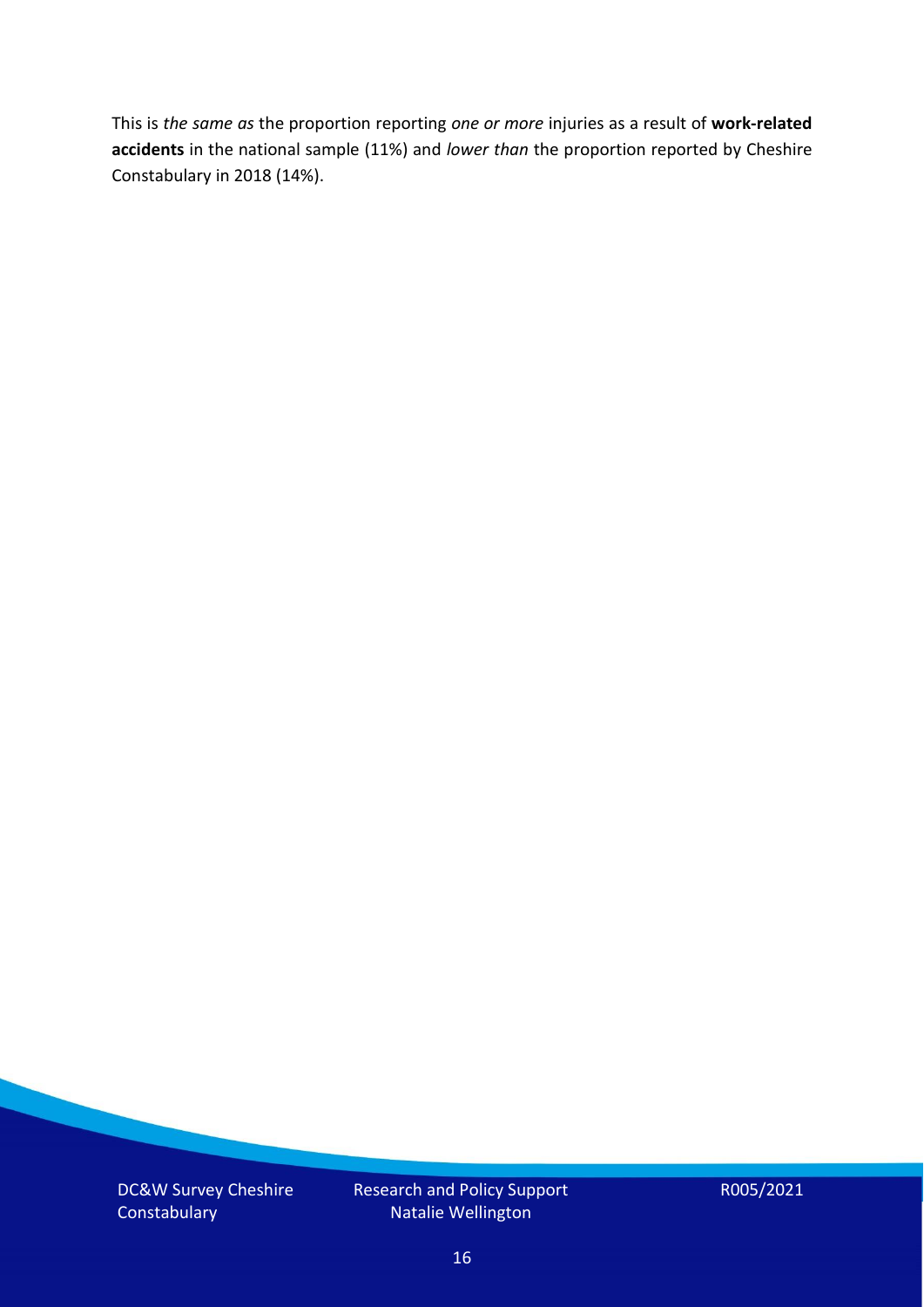This is *the same as* the proportion reporting *one or more* injuries as a result of **work-related accidents** in the national sample (11%) and *lower than* the proportion reported by Cheshire Constabulary in 2018 (14%).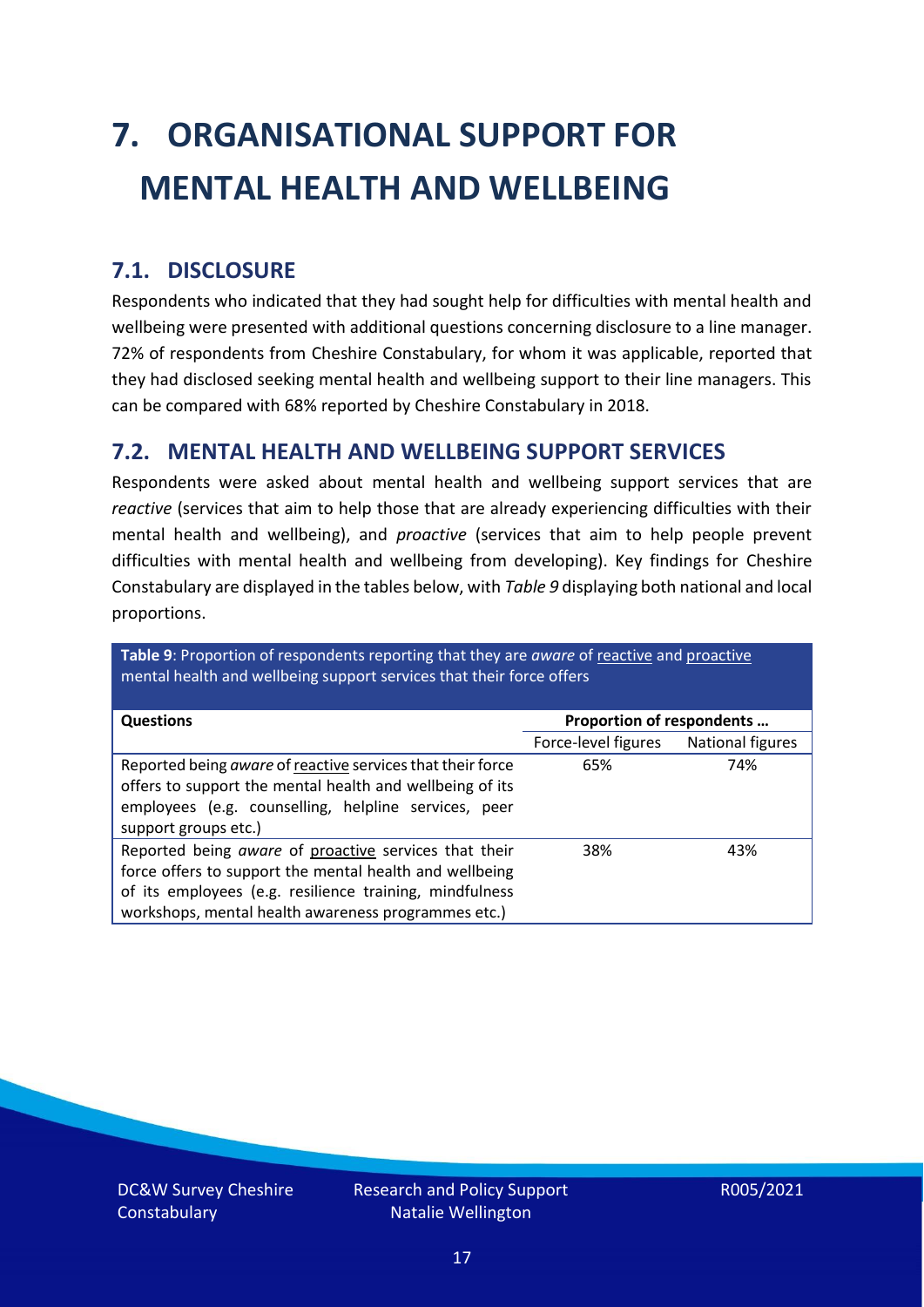# 7. ORGANISATIONAL SUPPORT FOR MENTAL HEALTH AND WELLBEING

## 7.1. DISCLOSURE

Respondents who indicated that they had sought help for difficulties with mental health and wellbeing were presented with additional questions concerning disclosure to a line manager. 72% of respondents from Cheshire Constabulary, for whom it was applicable, reported that they had disclosed seeking mental health and wellbeing support to their line managers. This can be compared with 68% reported by Cheshire Constabulary in 2018.

## 7.2. MENTAL HEALTH AND WELLBEING SUPPORT SERVICES

Respondents were asked about mental health and wellbeing support services that are *reactive* (services that aim to help those that are already experiencing difficulties with their mental health and wellbeing), and *proactive* (services that aim to help people prevent difficulties with mental health and wellbeing from developing). Key findings for Cheshire Constabulary are displayed in the tables below, with *Table 9* displaying both national and local proportions.

**Table 9**: Proportion of respondents reporting that they are *aware* of reactive and proactive mental health and wellbeing support services that their force offers

| Questions | Proportion of respondents … | |
|---|---|---|
| | Force-level figures | National figures |
| Reported being *aware* of reactive services that their force offers to support the mental health and wellbeing of its employees (e.g. counselling, helpline services, peer support groups etc.) | 65% | 74% |
| Reported being *aware* of proactive services that their force offers to support the mental health and wellbeing of its employees (e.g. resilience training, mindfulness workshops, mental health awareness programmes etc.) | 38% | 43% |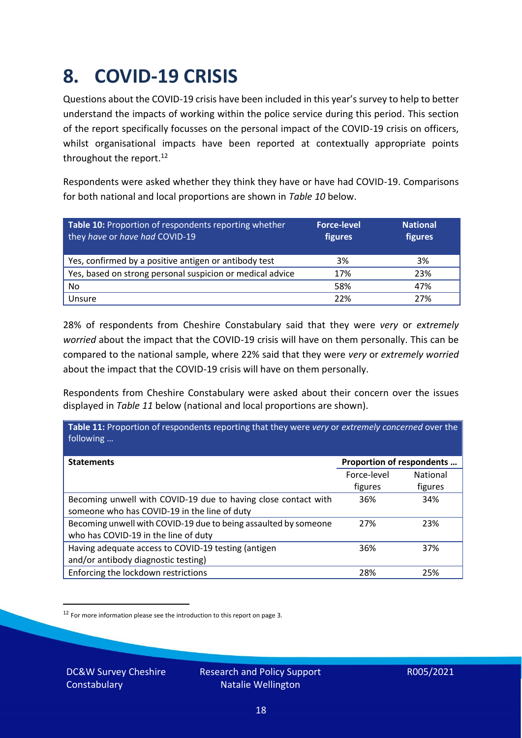# 8. COVID-19 CRISIS

Questions about the COVID-19 crisis have been included in this year's survey to help to better understand the impacts of working within the police service during this period. This section of the report specifically focusses on the personal impact of the COVID-19 crisis on officers, whilst organisational impacts have been reported at contextually appropriate points throughout the report.[12]

Respondents were asked whether they think they have or have had COVID-19. Comparisons for both national and local proportions are shown in *Table 10* below.

| **Table 10:** Proportion of respondents reporting whether they *have* or *have had* COVID-19 | **Force-level figures** | **National figures** |
|---|---|---|
| Yes, confirmed by a positive antigen or antibody test | 3% | 3% |
| Yes, based on strong personal suspicion or medical advice | 17% | 23% |
| No | 58% | 47% |
| Unsure | 22% | 27% |

28% of respondents from Cheshire Constabulary said that they were *very* or *extremely worried* about the impact that the COVID-19 crisis will have on them personally. This can be compared to the national sample, where 22% said that they were *very* or *extremely worried* about the impact that the COVID-19 crisis will have on them personally.

Respondents from Cheshire Constabulary were asked about their concern over the issues displayed in *Table 11* below (national and local proportions are shown).

**Table 11:** Proportion of respondents reporting that they were *very* or *extremely concerned* over the following …

| **Statements** | **Proportion of respondents …** | |
|---|---|---|
| | Force-level figures | National figures |
| Becoming unwell with COVID-19 due to having close contact with someone who has COVID-19 in the line of duty | 36% | 34% |
| Becoming unwell with COVID-19 due to being assaulted by someone who has COVID-19 in the line of duty | 27% | 23% |
| Having adequate access to COVID-19 testing (antigen and/or antibody diagnostic testing) | 36% | 37% |
| Enforcing the lockdown restrictions | 28% | 25% |

[12] For more information please see the introduction to this report on page 3.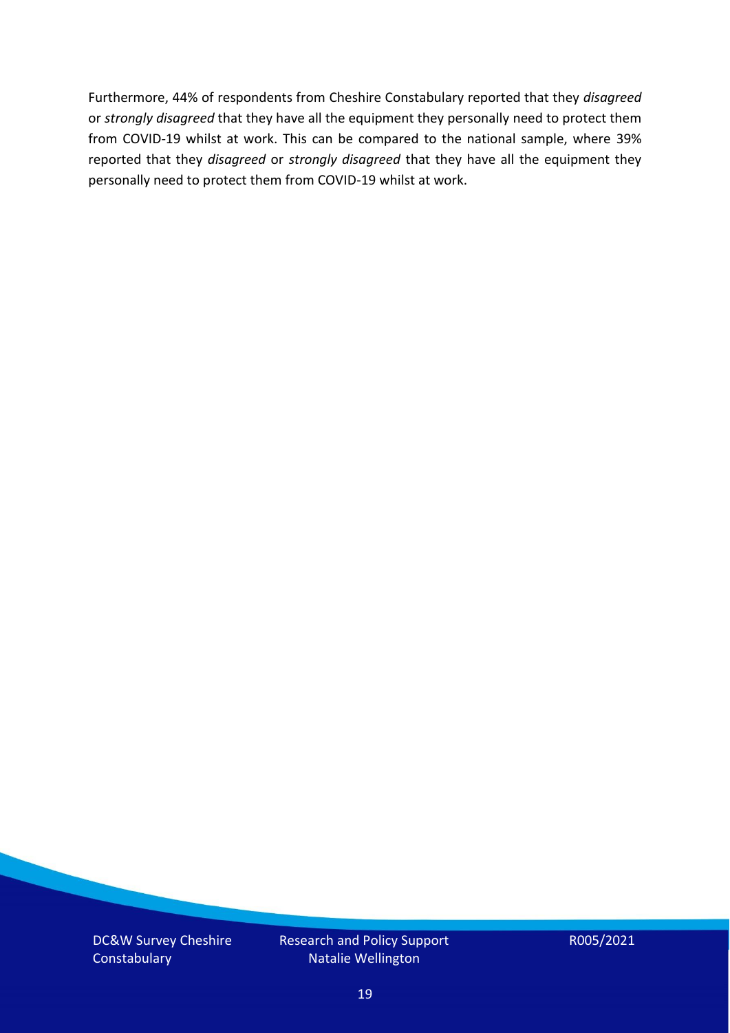Furthermore, 44% of respondents from Cheshire Constabulary reported that they *disagreed* or *strongly disagreed* that they have all the equipment they personally need to protect them from COVID-19 whilst at work. This can be compared to the national sample, where 39% reported that they *disagreed* or *strongly disagreed* that they have all the equipment they personally need to protect them from COVID-19 whilst at work.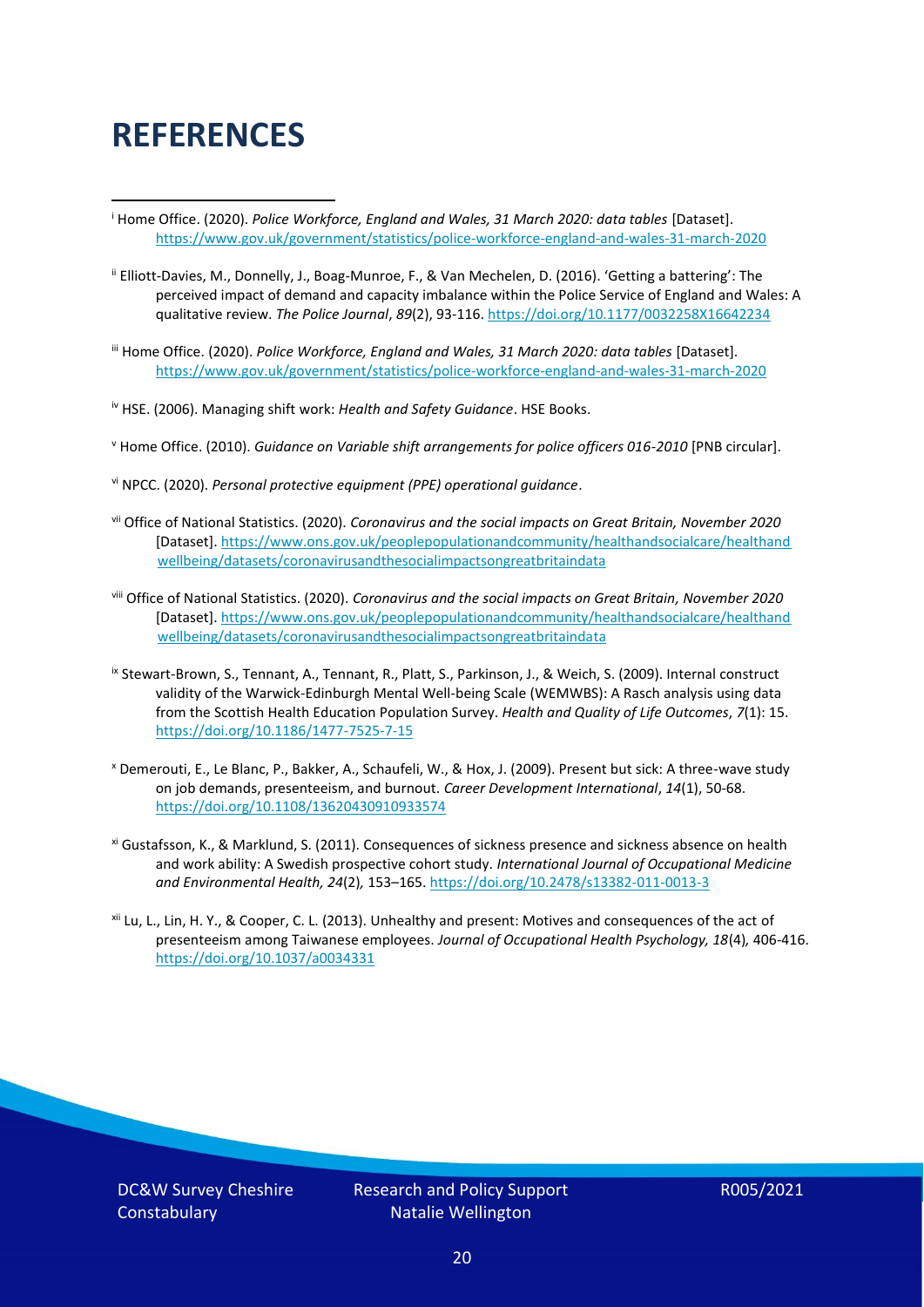# REFERENCES

[i] Home Office. (2020). *Police Workforce, England and Wales, 31 March 2020: data tables* [Dataset]. https://www.gov.uk/government/statistics/police-workforce-england-and-wales-31-march-2020

[ii] Elliott-Davies, M., Donnelly, J., Boag-Munroe, F., & Van Mechelen, D. (2016). 'Getting a battering': The perceived impact of demand and capacity imbalance within the Police Service of England and Wales: A qualitative review. *The Police Journal*, *89*(2), 93-116. https://doi.org/10.1177/0032258X16642234

[iii] Home Office. (2020). *Police Workforce, England and Wales, 31 March 2020: data tables* [Dataset]. https://www.gov.uk/government/statistics/police-workforce-england-and-wales-31-march-2020

[iv] HSE. (2006). Managing shift work: *Health and Safety Guidance*. HSE Books.

[v] Home Office. (2010). *Guidance on Variable shift arrangements for police officers 016-2010* [PNB circular].

[vi] NPCC. (2020). *Personal protective equipment (PPE) operational guidance*.

[vii] Office of National Statistics. (2020). *Coronavirus and the social impacts on Great Britain, November 2020* [Dataset]. https://www.ons.gov.uk/peoplepopulationandcommunity/healthandsocialcare/healthandwellbeing/datasets/coronavirusandthesocialimpactsongreatbritaindata

[viii] Office of National Statistics. (2020). *Coronavirus and the social impacts on Great Britain, November 2020* [Dataset]. https://www.ons.gov.uk/peoplepopulationandcommunity/healthandsocialcare/healthandwellbeing/datasets/coronavirusandthesocialimpactsongreatbritaindata

[ix] Stewart-Brown, S., Tennant, A., Tennant, R., Platt, S., Parkinson, J., & Weich, S. (2009). Internal construct validity of the Warwick-Edinburgh Mental Well-being Scale (WEMWBS): A Rasch analysis using data from the Scottish Health Education Population Survey. *Health and Quality of Life Outcomes*, *7*(1): 15. https://doi.org/10.1186/1477-7525-7-15

[x] Demerouti, E., Le Blanc, P., Bakker, A., Schaufeli, W., & Hox, J. (2009). Present but sick: A three-wave study on job demands, presenteeism, and burnout. *Career Development International*, *14*(1), 50-68. https://doi.org/10.1108/13620430910933574

[xi] Gustafsson, K., & Marklund, S. (2011). Consequences of sickness presence and sickness absence on health and work ability: A Swedish prospective cohort study. *International Journal of Occupational Medicine and Environmental Health, 24*(2)*,* 153–165. https://doi.org/10.2478/s13382-011-0013-3

[xii] Lu, L., Lin, H. Y., & Cooper, C. L. (2013). Unhealthy and present: Motives and consequences of the act of presenteeism among Taiwanese employees. *Journal of Occupational Health Psychology, 18*(4)*,* 406-416. https://doi.org/10.1037/a0034331